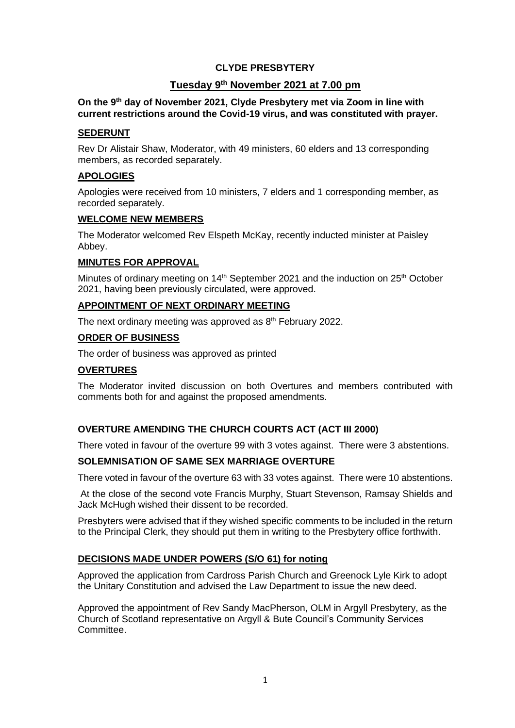# CLYDE PRESBYTERY

## Tuesday 9th November 2021 at 7.00 pm

**On the 9th day of November 2021, Clyde Presbytery met via Zoom in line with current restrictions around the Covid-19 virus, and was constituted with prayer.**

### SEDERUNT

Rev Dr Alistair Shaw, Moderator, with 49 ministers, 60 elders and 13 corresponding members, as recorded separately.

### APOLOGIES

Apologies were received from 10 ministers, 7 elders and 1 corresponding member, as recorded separately.

### WELCOME NEW MEMBERS

The Moderator welcomed Rev Elspeth McKay, recently inducted minister at Paisley Abbey.

### MINUTES FOR APPROVAL

Minutes of ordinary meeting on 14th September 2021 and the induction on 25th October 2021, having been previously circulated, were approved.

### APPOINTMENT OF NEXT ORDINARY MEETING

The next ordinary meeting was approved as 8th February 2022.

### ORDER OF BUSINESS

The order of business was approved as printed

### OVERTURES

The Moderator invited discussion on both Overtures and members contributed with comments both for and against the proposed amendments.

### OVERTURE AMENDING THE CHURCH COURTS ACT (ACT III 2000)

There voted in favour of the overture 99 with 3 votes against. There were 3 abstentions.

### SOLEMNISATION OF SAME SEX MARRIAGE OVERTURE

There voted in favour of the overture 63 with 33 votes against. There were 10 abstentions.

At the close of the second vote Francis Murphy, Stuart Stevenson, Ramsay Shields and Jack McHugh wished their dissent to be recorded.

Presbyters were advised that if they wished specific comments to be included in the return to the Principal Clerk, they should put them in writing to the Presbytery office forthwith.

### DECISIONS MADE UNDER POWERS (S/O 61) for noting

Approved the application from Cardross Parish Church and Greenock Lyle Kirk to adopt the Unitary Constitution and advised the Law Department to issue the new deed.

Approved the appointment of Rev Sandy MacPherson, OLM in Argyll Presbytery, as the Church of Scotland representative on Argyll & Bute Council's Community Services Committee.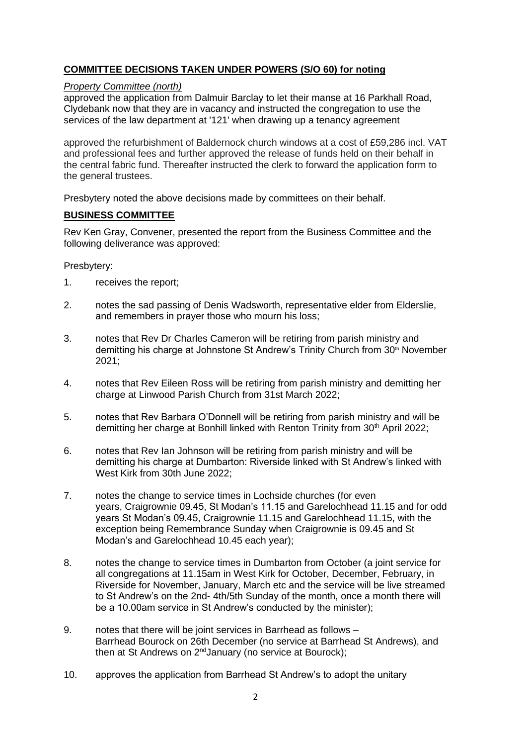## **COMMITTEE DECISIONS TAKEN UNDER POWERS (S/O 60) for noting**

*Property Committee (north)*

approved the application from Dalmuir Barclay to let their manse at 16 Parkhall Road, Clydebank now that they are in vacancy and instructed the congregation to use the services of the law department at '121' when drawing up a tenancy agreement

approved the refurbishment of Baldernock church windows at a cost of £59,286 incl. VAT and professional fees and further approved the release of funds held on their behalf in the central fabric fund. Thereafter instructed the clerk to forward the application form to the general trustees.

Presbytery noted the above decisions made by committees on their behalf.

## **BUSINESS COMMITTEE**

Rev Ken Gray, Convener, presented the report from the Business Committee and the following deliverance was approved:

Presbytery:

1. receives the report;
2. notes the sad passing of Denis Wadsworth, representative elder from Elderslie, and remembers in prayer those who mourn his loss;
3. notes that Rev Dr Charles Cameron will be retiring from parish ministry and demitting his charge at Johnstone St Andrew's Trinity Church from 30th November 2021;
4. notes that Rev Eileen Ross will be retiring from parish ministry and demitting her charge at Linwood Parish Church from 31st March 2022;
5. notes that Rev Barbara O'Donnell will be retiring from parish ministry and will be demitting her charge at Bonhill linked with Renton Trinity from 30th April 2022;
6. notes that Rev Ian Johnson will be retiring from parish ministry and will be demitting his charge at Dumbarton: Riverside linked with St Andrew's linked with West Kirk from 30th June 2022;
7. notes the change to service times in Lochside churches (for even years, Craigrownie 09.45, St Modan's 11.15 and Garelochhead 11.15 and for odd years St Modan's 09.45, Craigrownie 11.15 and Garelochhead 11.15, with the exception being Remembrance Sunday when Craigrownie is 09.45 and St Modan's and Garelochhead 10.45 each year);
8. notes the change to service times in Dumbarton from October (a joint service for all congregations at 11.15am in West Kirk for October, December, February, in Riverside for November, January, March etc and the service will be live streamed to St Andrew's on the 2nd- 4th/5th Sunday of the month, once a month there will be a 10.00am service in St Andrew's conducted by the minister);
9. notes that there will be joint services in Barrhead as follows – Barrhead Bourock on 26th December (no service at Barrhead St Andrews), and then at St Andrews on 2nd January (no service at Bourock);
10. approves the application from Barrhead St Andrew's to adopt the unitary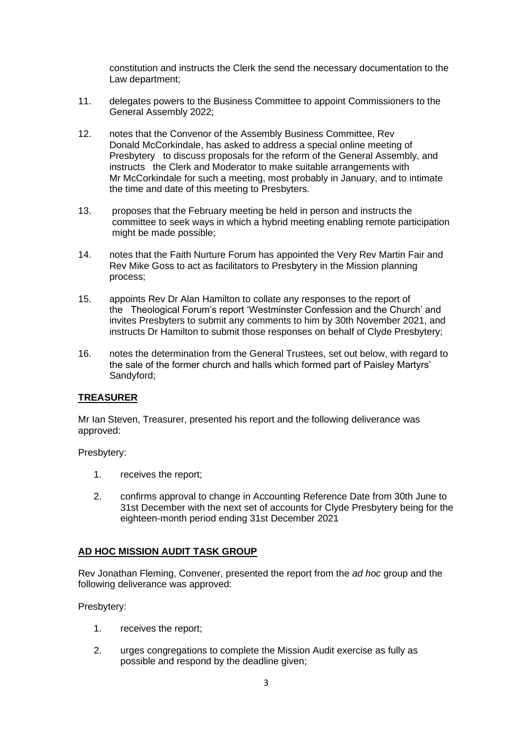constitution and instructs the Clerk the send the necessary documentation to the Law department;

11. delegates powers to the Business Committee to appoint Commissioners to the General Assembly 2022;

12. notes that the Convenor of the Assembly Business Committee, Rev Donald McCorkindale, has asked to address a special online meeting of Presbytery to discuss proposals for the reform of the General Assembly, and instructs the Clerk and Moderator to make suitable arrangements with Mr McCorkindale for such a meeting, most probably in January, and to intimate the time and date of this meeting to Presbyters.

13. proposes that the February meeting be held in person and instructs the committee to seek ways in which a hybrid meeting enabling remote participation might be made possible;

14. notes that the Faith Nurture Forum has appointed the Very Rev Martin Fair and Rev Mike Goss to act as facilitators to Presbytery in the Mission planning process;

15. appoints Rev Dr Alan Hamilton to collate any responses to the report of the Theological Forum's report 'Westminster Confession and the Church' and invites Presbyters to submit any comments to him by 30th November 2021, and instructs Dr Hamilton to submit those responses on behalf of Clyde Presbytery;

16. notes the determination from the General Trustees, set out below, with regard to the sale of the former church and halls which formed part of Paisley Martyrs' Sandyford;

## TREASURER

Mr Ian Steven, Treasurer, presented his report and the following deliverance was approved:

Presbytery:

1. receives the report;

2. confirms approval to change in Accounting Reference Date from 30th June to 31st December with the next set of accounts for Clyde Presbytery being for the eighteen-month period ending 31st December 2021

## AD HOC MISSION AUDIT TASK GROUP

Rev Jonathan Fleming, Convener, presented the report from the *ad hoc* group and the following deliverance was approved:

Presbytery:

1. receives the report;

2. urges congregations to complete the Mission Audit exercise as fully as possible and respond by the deadline given;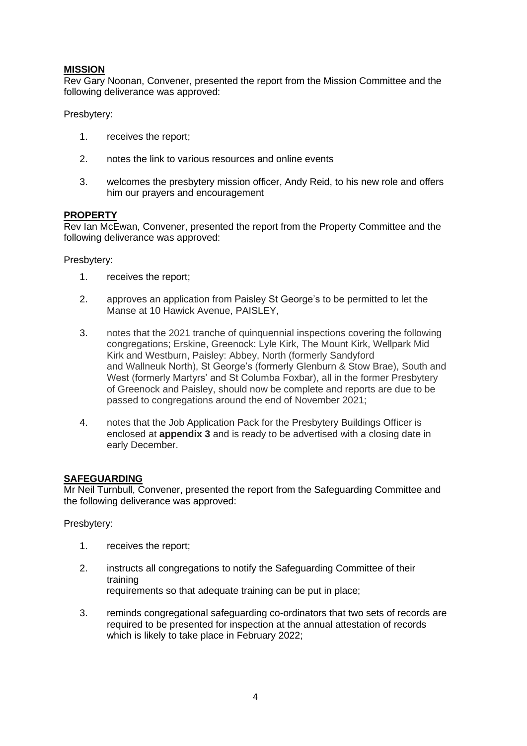**MISSION**

Rev Gary Noonan, Convener, presented the report from the Mission Committee and the following deliverance was approved:

Presbytery:

1. receives the report;

2. notes the link to various resources and online events

3. welcomes the presbytery mission officer, Andy Reid, to his new role and offers him our prayers and encouragement

**PROPERTY**

Rev Ian McEwan, Convener, presented the report from the Property Committee and the following deliverance was approved:

Presbytery:

1. receives the report;

2. approves an application from Paisley St George's to be permitted to let the Manse at 10 Hawick Avenue, PAISLEY,

3. notes that the 2021 tranche of quinquennial inspections covering the following congregations; Erskine, Greenock: Lyle Kirk, The Mount Kirk, Wellpark Mid Kirk and Westburn, Paisley: Abbey, North (formerly Sandyford and Wallneuk North), St George's (formerly Glenburn & Stow Brae), South and West (formerly Martyrs' and St Columba Foxbar), all in the former Presbytery of Greenock and Paisley, should now be complete and reports are due to be passed to congregations around the end of November 2021;

4. notes that the Job Application Pack for the Presbytery Buildings Officer is enclosed at **appendix 3** and is ready to be advertised with a closing date in early December.

**SAFEGUARDING**

Mr Neil Turnbull, Convener, presented the report from the Safeguarding Committee and the following deliverance was approved:

Presbytery:

1. receives the report;

2. instructs all congregations to notify the Safeguarding Committee of their training requirements so that adequate training can be put in place;

3. reminds congregational safeguarding co-ordinators that two sets of records are required to be presented for inspection at the annual attestation of records which is likely to take place in February 2022;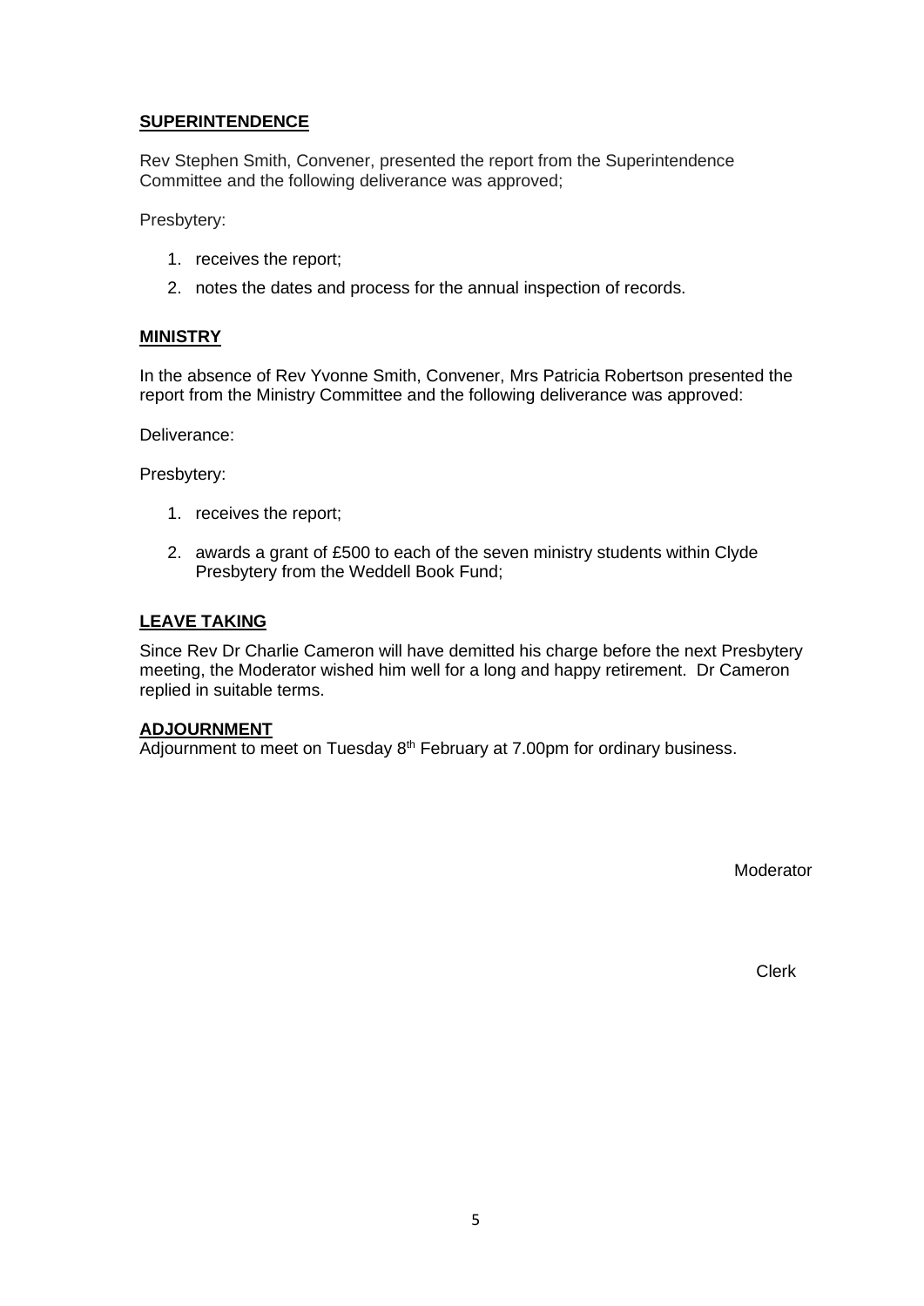**SUPERINTENDENCE**

Rev Stephen Smith, Convener, presented the report from the Superintendence Committee and the following deliverance was approved;

Presbytery:

1. receives the report;
2. notes the dates and process for the annual inspection of records.

**MINISTRY**

In the absence of Rev Yvonne Smith, Convener, Mrs Patricia Robertson presented the report from the Ministry Committee and the following deliverance was approved:

Deliverance:

Presbytery:

1. receives the report;
2. awards a grant of £500 to each of the seven ministry students within Clyde Presbytery from the Weddell Book Fund;

**LEAVE TAKING**

Since Rev Dr Charlie Cameron will have demitted his charge before the next Presbytery meeting, the Moderator wished him well for a long and happy retirement. Dr Cameron replied in suitable terms.

**ADJOURNMENT**

Adjournment to meet on Tuesday 8th February at 7.00pm for ordinary business.

Moderator

Clerk